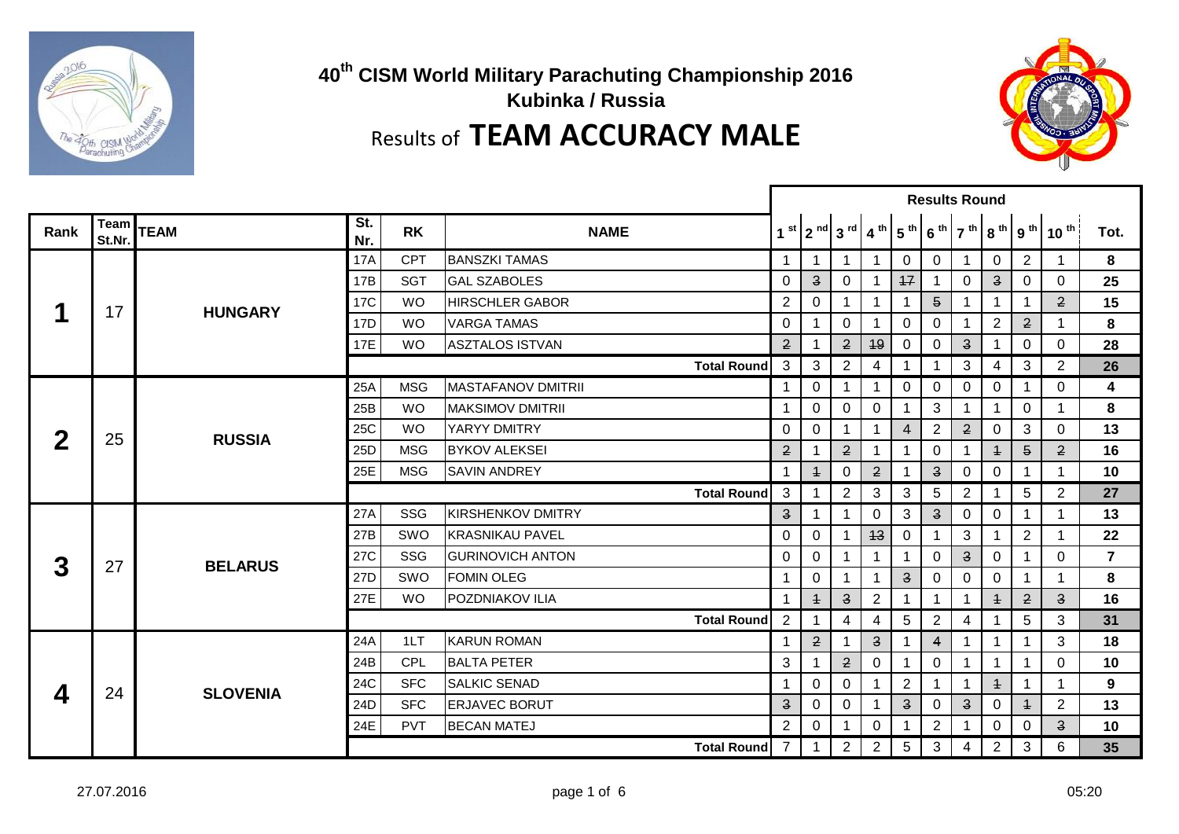# 40th CISM World Military Parachuting Championship 2016

**Kubinka / Russia**

## Results of **TEAM ACCURACY MALE**

| Rank | Team St.Nr. | TEAM | St. Nr. | RK | NAME | Results Round | | | | | | | | | | |
|---|---|---|---|---|---|---|---|---|---|---|---|---|---|---|---|---|
| | | | | | | 1st | 2nd | 3rd | 4th | 5th | 6th | 7th | 8th | 9th | 10th | Tot. |
| **1** | 17 | **HUNGARY** | 17A | CPT | BANSZKI TAMAS | 1 | 1 | 1 | 1 | 0 | 0 | 1 | 0 | 2 | 1 | **8** |
| | | | 17B | SGT | GAL SZABOLES | 0 | ~~3~~ | 0 | 1 | ~~17~~ | 1 | 0 | ~~3~~ | 0 | 0 | **25** |
| | | | 17C | WO | HIRSCHLER GABOR | 2 | 0 | 1 | 1 | 1 | ~~5~~ | 1 | 1 | 1 | ~~2~~ | **15** |
| | | | 17D | WO | VARGA TAMAS | 0 | 1 | 0 | 1 | 0 | 0 | 1 | 2 | ~~2~~ | 1 | **8** |
| | | | 17E | WO | ASZTALOS ISTVAN | ~~2~~ | 1 | ~~2~~ | ~~19~~ | 0 | 0 | ~~3~~ | 1 | 0 | 0 | **28** |
| | | | | | **Total Round** | 3 | 3 | 2 | 4 | 1 | 1 | 3 | 4 | 3 | 2 | **26** |
| **2** | 25 | **RUSSIA** | 25A | MSG | MASTAFANOV DMITRII | 1 | 0 | 1 | 1 | 0 | 0 | 0 | 0 | 1 | 0 | **4** |
| | | | 25B | WO | MAKSIMOV DMITRII | 1 | 0 | 0 | 0 | 1 | 3 | 1 | 1 | 0 | 1 | **8** |
| | | | 25C | WO | YARYY DMITRY | 0 | 0 | 1 | 1 | ~~4~~ | 2 | ~~2~~ | 0 | 3 | 0 | **13** |
| | | | 25D | MSG | BYKOV ALEKSEI | ~~2~~ | 1 | ~~2~~ | 1 | 1 | 0 | 1 | ~~1~~ | ~~5~~ | ~~2~~ | **16** |
| | | | 25E | MSG | SAVIN ANDREY | 1 | ~~1~~ | 0 | ~~2~~ | 1 | ~~3~~ | 0 | 0 | 1 | 1 | **10** |
| | | | | | **Total Round** | 3 | 1 | 2 | 3 | 3 | 5 | 2 | 1 | 5 | 2 | **27** |
| **3** | 27 | **BELARUS** | 27A | SSG | KIRSHENKOV DMITRY | ~~3~~ | 1 | 1 | 0 | 3 | ~~3~~ | 0 | 0 | 1 | 1 | **13** |
| | | | 27B | SWO | KRASNIKAU PAVEL | 0 | 0 | 1 | ~~13~~ | 0 | 1 | 3 | 1 | 2 | 1 | **22** |
| | | | 27C | SSG | GURINOVICH ANTON | 0 | 0 | 1 | 1 | 1 | 0 | ~~3~~ | 0 | 1 | 0 | **7** |
| | | | 27D | SWO | FOMIN OLEG | 1 | 0 | 1 | 1 | ~~3~~ | 0 | 0 | 0 | 1 | 1 | **8** |
| | | | 27E | WO | POZDNIAKOV ILIA | 1 | ~~1~~ | ~~3~~ | 2 | 1 | 1 | 1 | ~~1~~ | ~~2~~ | ~~3~~ | **16** |
| | | | | | **Total Round** | 2 | 1 | 4 | 4 | 5 | 2 | 4 | 1 | 5 | 3 | **31** |
| **4** | 24 | **SLOVENIA** | 24A | 1LT | KARUN ROMAN | 1 | ~~2~~ | 1 | ~~3~~ | 1 | ~~4~~ | 1 | 1 | 1 | 3 | **18** |
| | | | 24B | CPL | BALTA PETER | 3 | 1 | ~~2~~ | 0 | 1 | 0 | 1 | 1 | 1 | 0 | **10** |
| | | | 24C | SFC | SALKIC SENAD | 1 | 0 | 0 | 1 | 2 | 1 | 1 | ~~1~~ | 1 | 1 | **9** |
| | | | 24D | SFC | ERJAVEC BORUT | ~~3~~ | 0 | 0 | 1 | ~~3~~ | 0 | ~~3~~ | 0 | ~~1~~ | 2 | **13** |
| | | | 24E | PVT | BECAN MATEJ | 2 | 0 | 1 | 0 | 1 | 2 | 1 | 0 | 0 | ~~3~~ | **10** |
| | | | | | **Total Round** | 7 | 1 | 2 | 2 | 5 | 3 | 4 | 2 | 3 | 6 | **35** |

27.07.2016 05:20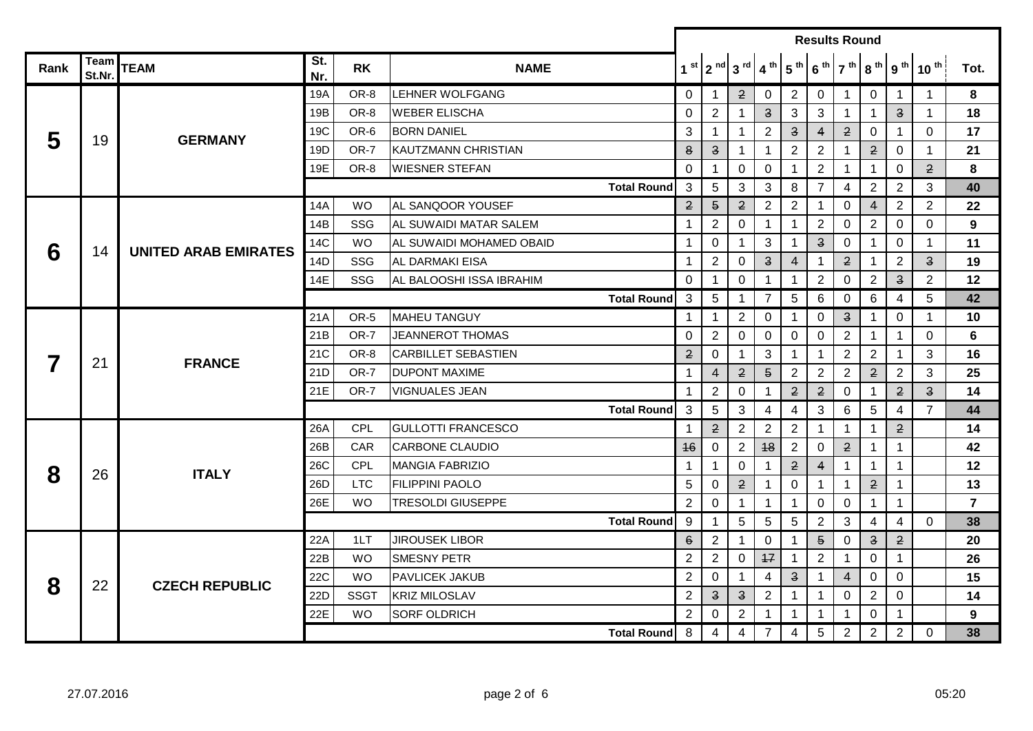| Rank | Team St.Nr. | TEAM | St. Nr. | RK | NAME | Results Round 1st | 2nd | 3rd | 4th | 5th | 6th | 7th | 8th | 9th | 10th | Tot. |
|---|---|---|---|---|---|---|---|---|---|---|---|---|---|---|---|---|
| **5** | 19 | **GERMANY** | 19A | OR-8 | LEHNER WOLFGANG | 0 | 1 | ~~2~~ | 0 | 2 | 0 | 1 | 0 | 1 | 1 | **8** |
| | | | 19B | OR-8 | WEBER ELISCHA | 0 | 2 | 1 | ~~3~~ | 3 | 3 | 1 | 1 | ~~3~~ | 1 | **18** |
| | | | 19C | OR-6 | BORN DANIEL | 3 | 1 | 1 | 2 | ~~3~~ | ~~4~~ | ~~2~~ | 0 | 1 | 0 | **17** |
| | | | 19D | OR-7 | KAUTZMANN CHRISTIAN | ~~8~~ | ~~3~~ | 1 | 1 | 2 | 2 | 1 | ~~2~~ | 0 | 1 | **21** |
| | | | 19E | OR-8 | WIESNER STEFAN | 0 | 1 | 0 | 0 | 1 | 2 | 1 | 1 | 0 | ~~2~~ | **8** |
| | | | | | **Total Round** | 3 | 5 | 3 | 3 | 8 | 7 | 4 | 2 | 2 | 3 | **40** |
| **6** | 14 | **UNITED ARAB EMIRATES** | 14A | WO | AL SANQOOR YOUSEF | ~~2~~ | ~~5~~ | ~~2~~ | 2 | 2 | 1 | 0 | ~~4~~ | 2 | 2 | **22** |
| | | | 14B | SSG | AL SUWAIDI MATAR SALEM | 1 | 2 | 0 | 1 | 1 | 2 | 0 | 2 | 0 | 0 | **9** |
| | | | 14C | WO | AL SUWAIDI MOHAMED OBAID | 1 | 0 | 1 | 3 | 1 | ~~3~~ | 0 | 1 | 0 | 1 | **11** |
| | | | 14D | SSG | AL DARMAKI EISA | 1 | 2 | 0 | ~~3~~ | ~~4~~ | 1 | ~~2~~ | 1 | 2 | ~~3~~ | **19** |
| | | | 14E | SSG | AL BALOOSHI ISSA IBRAHIM | 0 | 1 | 0 | 1 | 1 | 2 | 0 | 2 | ~~3~~ | 2 | **12** |
| | | | | | **Total Round** | 3 | 5 | 1 | 7 | 5 | 6 | 0 | 6 | 4 | 5 | **42** |
| **7** | 21 | **FRANCE** | 21A | OR-5 | MAHEU TANGUY | 1 | 1 | 2 | 0 | 1 | 0 | ~~3~~ | 1 | 0 | 1 | **10** |
| | | | 21B | OR-7 | JEANNEROT THOMAS | 0 | 2 | 0 | 0 | 0 | 0 | 2 | 1 | 1 | 0 | **6** |
| | | | 21C | OR-8 | CARBILLET SEBASTIEN | ~~2~~ | 0 | 1 | 3 | 1 | 1 | 2 | 2 | 1 | 3 | **16** |
| | | | 21D | OR-7 | DUPONT MAXIME | 1 | ~~4~~ | ~~2~~ | ~~5~~ | 2 | 2 | 2 | ~~2~~ | 2 | 3 | **25** |
| | | | 21E | OR-7 | VIGNUALES JEAN | 1 | 2 | 0 | 1 | ~~2~~ | ~~2~~ | 0 | 1 | ~~2~~ | ~~3~~ | **14** |
| | | | | | **Total Round** | 3 | 5 | 3 | 4 | 4 | 3 | 6 | 5 | 4 | 7 | **44** |
| **8** | 26 | **ITALY** | 26A | CPL | GULLOTTI FRANCESCO | 1 | ~~2~~ | 2 | 2 | 2 | 1 | 1 | 1 | ~~2~~ | | **14** |
| | | | 26B | CAR | CARBONE CLAUDIO | ~~16~~ | 0 | 2 | ~~18~~ | 2 | 0 | ~~2~~ | 1 | 1 | | **42** |
| | | | 26C | CPL | MANGIA FABRIZIO | 1 | 1 | 0 | 1 | ~~2~~ | ~~4~~ | 1 | 1 | 1 | | **12** |
| | | | 26D | LTC | FILIPPINI PAOLO | 5 | 0 | ~~2~~ | 1 | 0 | 1 | 1 | ~~2~~ | 1 | | **13** |
| | | | 26E | WO | TRESOLDI GIUSEPPE | 2 | 0 | 1 | 1 | 1 | 0 | 0 | 1 | 1 | | **7** |
| | | | | | **Total Round** | 9 | 1 | 5 | 5 | 5 | 2 | 3 | 4 | 4 | 0 | **38** |
| **8** | 22 | **CZECH REPUBLIC** | 22A | 1LT | JIROUSEK LIBOR | ~~6~~ | 2 | 1 | 0 | 1 | ~~5~~ | 0 | ~~3~~ | ~~2~~ | | **20** |
| | | | 22B | WO | SMESNY PETR | 2 | 2 | 0 | ~~17~~ | 1 | 2 | 1 | 0 | 1 | | **26** |
| | | | 22C | WO | PAVLICEK JAKUB | 2 | 0 | 1 | 4 | ~~3~~ | 1 | ~~4~~ | 0 | 0 | | **15** |
| | | | 22D | SSGT | KRIZ MILOSLAV | 2 | ~~3~~ | ~~3~~ | 2 | 1 | 1 | 0 | 2 | 0 | | **14** |
| | | | 22E | WO | SORF OLDRICH | 2 | 0 | 2 | 1 | 1 | 1 | 1 | 0 | 1 | | **9** |
| | | | | | **Total Round** | 8 | 4 | 4 | 7 | 4 | 5 | 2 | 2 | 2 | 0 | **38** |

27.07.2016 — 05:20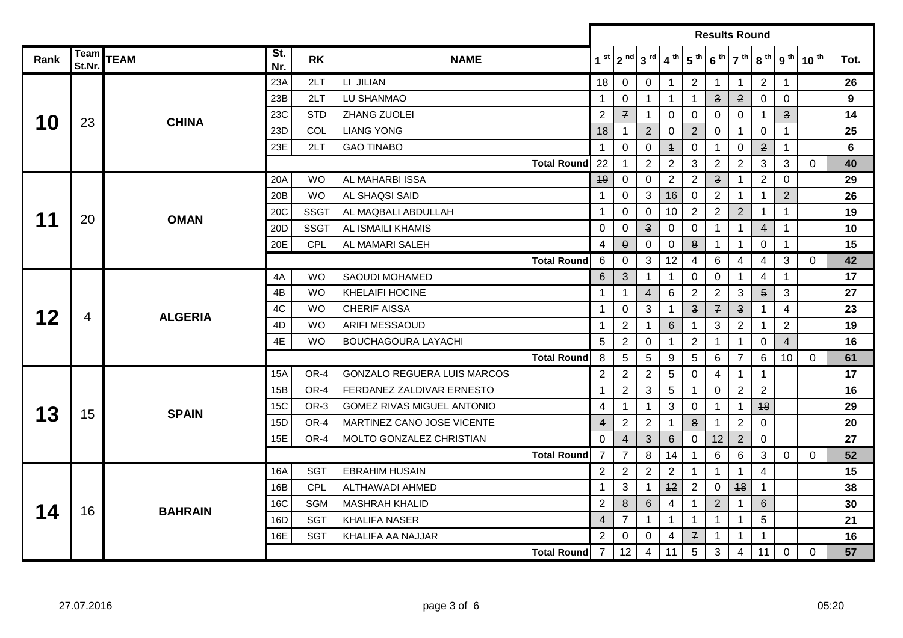| Rank | Team St.Nr. | TEAM | St. Nr. | RK | NAME | 1 st | 2 nd | 3 rd | 4 th | 5 th | 6 th | 7 th | 8 th | 9 th | 10 th | Tot. |
|---|---|---|---|---|---|---|---|---|---|---|---|---|---|---|---|---|
| **10** | 23 | **CHINA** | 23A | 2LT | LI JILIAN | 18 | 0 | 0 | 1 | 2 | 1 | 1 | 2 | 1 | | **26** |
| | | | 23B | 2LT | LU SHANMAO | 1 | 0 | 1 | 1 | 1 | ~~3~~ | ~~2~~ | 0 | 0 | | **9** |
| | | | 23C | STD | ZHANG ZUOLEI | 2 | ~~7~~ | 1 | 0 | 0 | 0 | 0 | 1 | ~~3~~ | | **14** |
| | | | 23D | COL | LIANG YONG | ~~18~~ | 1 | ~~2~~ | 0 | ~~2~~ | 0 | 1 | 0 | 1 | | **25** |
| | | | 23E | 2LT | GAO TINABO | 1 | 0 | 0 | ~~1~~ | 0 | 1 | 0 | ~~2~~ | 1 | | **6** |
| | | | | | **Total Round** | 22 | 1 | 2 | 2 | 3 | 2 | 2 | 3 | 3 | 0 | **40** |
| **11** | 20 | **OMAN** | 20A | WO | AL MAHARBI ISSA | ~~19~~ | 0 | 0 | 2 | 2 | ~~3~~ | 1 | 2 | 0 | | **29** |
| | | | 20B | WO | AL SHAQSI SAID | 1 | 0 | 3 | ~~16~~ | 0 | 2 | 1 | 1 | ~~2~~ | | **26** |
| | | | 20C | SSGT | AL MAQBALI ABDULLAH | 1 | 0 | 0 | 10 | 2 | 2 | ~~2~~ | 1 | 1 | | **19** |
| | | | 20D | SSGT | AL ISMAILI KHAMIS | 0 | 0 | ~~3~~ | 0 | 0 | 1 | 1 | ~~4~~ | 1 | | **10** |
| | | | 20E | CPL | AL MAMARI SALEH | 4 | ~~0~~ | 0 | 0 | ~~8~~ | 1 | 1 | 0 | 1 | | **15** |
| | | | | | **Total Round** | 6 | 0 | 3 | 12 | 4 | 6 | 4 | 4 | 3 | 0 | **42** |
| **12** | 4 | **ALGERIA** | 4A | WO | SAOUDI MOHAMED | ~~6~~ | ~~3~~ | 1 | 1 | 0 | 0 | 1 | 4 | 1 | | **17** |
| | | | 4B | WO | KHELAIFI HOCINE | 1 | 1 | ~~4~~ | 6 | 2 | 2 | 3 | ~~5~~ | 3 | | **27** |
| | | | 4C | WO | CHERIF AISSA | 1 | 0 | 3 | 1 | ~~3~~ | ~~7~~ | ~~3~~ | 1 | 4 | | **23** |
| | | | 4D | WO | ARIFI MESSAOUD | 1 | 2 | 1 | ~~6~~ | 1 | 3 | 2 | 1 | 2 | | **19** |
| | | | 4E | WO | BOUCHAGOURA LAYACHI | 5 | 2 | 0 | 1 | 2 | 1 | 1 | 0 | ~~4~~ | | **16** |
| | | | | | **Total Round** | 8 | 5 | 5 | 9 | 5 | 6 | 7 | 6 | 10 | 0 | **61** |
| **13** | 15 | **SPAIN** | 15A | OR-4 | GONZALO REGUERA LUIS MARCOS | 2 | 2 | 2 | 5 | 0 | 4 | 1 | 1 | | | **17** |
| | | | 15B | OR-4 | FERDANEZ ZALDIVAR ERNESTO | 1 | 2 | 3 | 5 | 1 | 0 | 2 | 2 | | | **16** |
| | | | 15C | OR-3 | GOMEZ RIVAS MIGUEL ANTONIO | 4 | 1 | 1 | 3 | 0 | 1 | 1 | ~~18~~ | | | **29** |
| | | | 15D | OR-4 | MARTINEZ CANO JOSE VICENTE | ~~4~~ | 2 | 2 | 1 | ~~8~~ | 1 | 2 | 0 | | | **20** |
| | | | 15E | OR-4 | MOLTO GONZALEZ CHRISTIAN | 0 | ~~4~~ | ~~3~~ | ~~6~~ | 0 | ~~12~~ | ~~2~~ | 0 | | | **27** |
| | | | | | **Total Round** | 7 | 7 | 8 | 14 | 1 | 6 | 6 | 3 | 0 | 0 | **52** |
| **14** | 16 | **BAHRAIN** | 16A | SGT | EBRAHIM HUSAIN | 2 | 2 | 2 | 2 | 1 | 1 | 1 | 4 | | | **15** |
| | | | 16B | CPL | ALTHAWADI AHMED | 1 | 3 | 1 | ~~12~~ | 2 | 0 | ~~18~~ | 1 | | | **38** |
| | | | 16C | SGM | MASHRAH KHALID | 2 | ~~8~~ | ~~6~~ | 4 | 1 | ~~2~~ | 1 | ~~6~~ | | | **30** |
| | | | 16D | SGT | KHALIFA NASER | ~~4~~ | 7 | 1 | 1 | 1 | 1 | 1 | 5 | | | **21** |
| | | | 16E | SGT | KHALIFA AA NAJJAR | 2 | 0 | 0 | 4 | ~~7~~ | 1 | 1 | 1 | | | **16** |
| | | | | | **Total Round** | 7 | 12 | 4 | 11 | 5 | 3 | 4 | 11 | 0 | 0 | **57** |

27.07.2016 05:20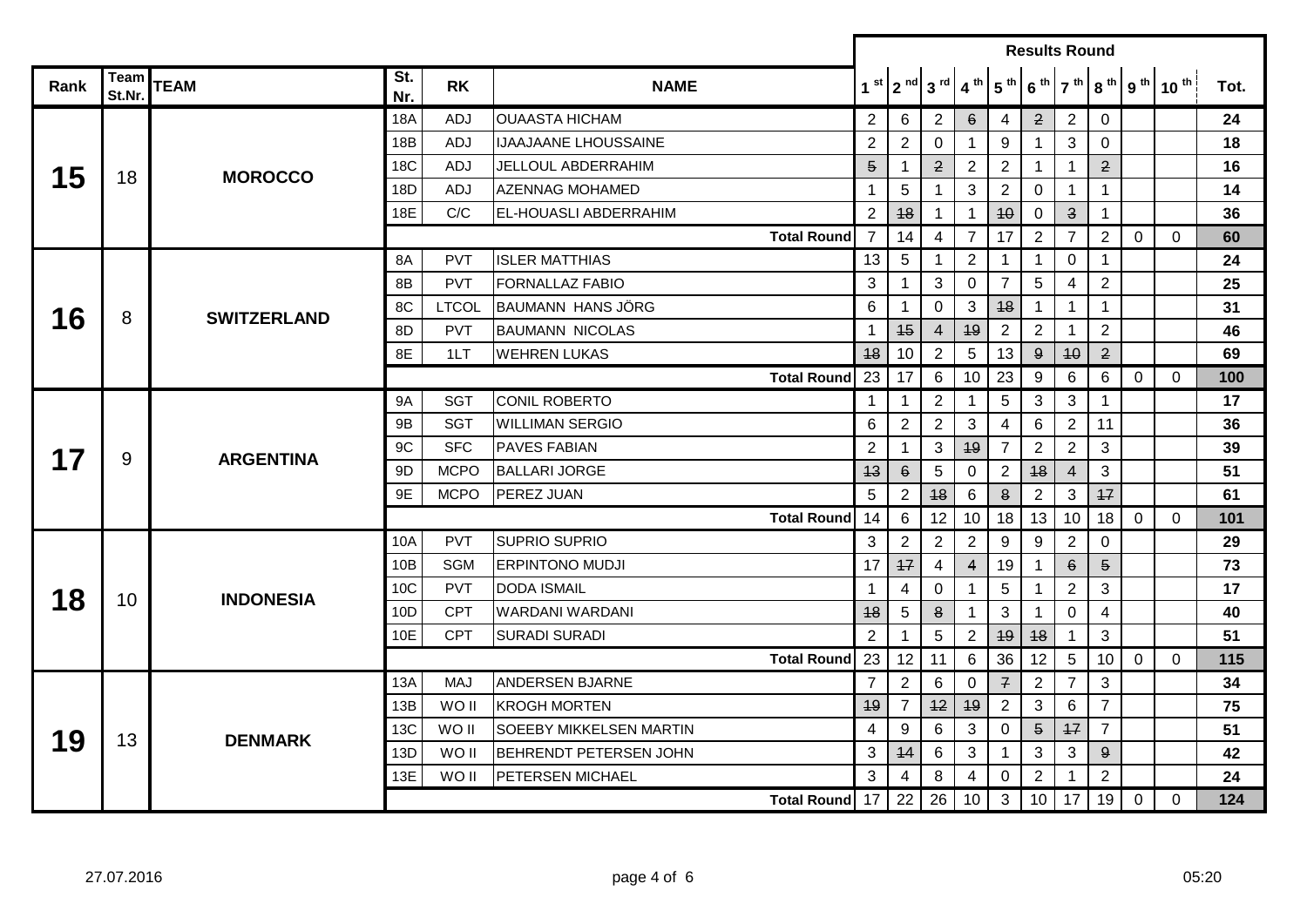| Rank | Team St.Nr. | TEAM | St. Nr. | RK | NAME | 1 st | 2 nd | 3 rd | 4 th | 5 th | 6 th | 7 th | 8 th | 9 th | 10 th | Tot. |
|---|---|---|---|---|---|---|---|---|---|---|---|---|---|---|---|---|
| | | | | | | **Results Round** | | | | | | | | | | |
| **15** | 18 | **MOROCCO** | 18A | ADJ | OUAASTA HICHAM | 2 | 6 | 2 | ~~6~~ | 4 | ~~2~~ | 2 | 0 | | | **24** |
| | | | 18B | ADJ | IJAAJAANE LHOUSSAINE | 2 | 2 | 0 | 1 | 9 | 1 | 3 | 0 | | | **18** |
| | | | 18C | ADJ | JELLOUL ABDERRAHIM | ~~5~~ | 1 | ~~2~~ | 2 | 2 | 1 | 1 | ~~2~~ | | | **16** |
| | | | 18D | ADJ | AZENNAG MOHAMED | 1 | 5 | 1 | 3 | 2 | 0 | 1 | 1 | | | **14** |
| | | | 18E | C/C | EL-HOUASLI ABDERRAHIM | 2 | ~~18~~ | 1 | 1 | ~~10~~ | 0 | ~~3~~ | 1 | | | **36** |
| | | | | | **Total Round** | 7 | 14 | 4 | 7 | 17 | 2 | 7 | 2 | 0 | 0 | **60** |
| **16** | 8 | **SWITZERLAND** | 8A | PVT | ISLER MATTHIAS | 13 | 5 | 1 | 2 | 1 | 1 | 0 | 1 | | | **24** |
| | | | 8B | PVT | FORNALLAZ FABIO | 3 | 1 | 3 | 0 | 7 | 5 | 4 | 2 | | | **25** |
| | | | 8C | LTCOL | BAUMANN HANS JÖRG | 6 | 1 | 0 | 3 | ~~18~~ | 1 | 1 | 1 | | | **31** |
| | | | 8D | PVT | BAUMANN NICOLAS | 1 | ~~15~~ | 4 | ~~19~~ | 2 | 2 | 1 | 2 | | | **46** |
| | | | 8E | 1LT | WEHREN LUKAS | ~~18~~ | 10 | 2 | 5 | 13 | ~~9~~ | ~~10~~ | ~~2~~ | | | **69** |
| | | | | | **Total Round** | 23 | 17 | 6 | 10 | 23 | 9 | 6 | 6 | 0 | 0 | **100** |
| **17** | 9 | **ARGENTINA** | 9A | SGT | CONIL ROBERTO | 1 | 1 | 2 | 1 | 5 | 3 | 3 | 1 | | | **17** |
| | | | 9B | SGT | WILLIMAN SERGIO | 6 | 2 | 2 | 3 | 4 | 6 | 2 | 11 | | | **36** |
| | | | 9C | SFC | PAVES FABIAN | 2 | 1 | 3 | ~~19~~ | 7 | 2 | 2 | 3 | | | **39** |
| | | | 9D | MCPO | BALLARI JORGE | ~~13~~ | ~~6~~ | 5 | 0 | 2 | ~~18~~ | 4 | 3 | | | **51** |
| | | | 9E | MCPO | PEREZ JUAN | 5 | 2 | ~~18~~ | 6 | ~~8~~ | 2 | 3 | ~~17~~ | | | **61** |
| | | | | | **Total Round** | 14 | 6 | 12 | 10 | 18 | 13 | 10 | 18 | 0 | 0 | **101** |
| **18** | 10 | **INDONESIA** | 10A | PVT | SUPRIO SUPRIO | 3 | 2 | 2 | 2 | 9 | 9 | 2 | 0 | | | **29** |
| | | | 10B | SGM | ERPINTONO MUDJI | 17 | ~~17~~ | 4 | ~~4~~ | 19 | 1 | ~~6~~ | ~~5~~ | | | **73** |
| | | | 10C | PVT | DODA ISMAIL | 1 | 4 | 0 | 1 | 5 | 1 | 2 | 3 | | | **17** |
| | | | 10D | CPT | WARDANI WARDANI | ~~18~~ | 5 | ~~8~~ | 1 | 3 | 1 | 0 | 4 | | | **40** |
| | | | 10E | CPT | SURADI SURADI | 2 | 1 | 5 | 2 | ~~19~~ | ~~18~~ | 1 | 3 | | | **51** |
| | | | | | **Total Round** | 23 | 12 | 11 | 6 | 36 | 12 | 5 | 10 | 0 | 0 | **115** |
| **19** | 13 | **DENMARK** | 13A | MAJ | ANDERSEN BJARNE | 7 | 2 | 6 | 0 | ~~7~~ | 2 | 7 | 3 | | | **34** |
| | | | 13B | WO II | KROGH MORTEN | ~~19~~ | 7 | ~~12~~ | ~~19~~ | 2 | 3 | 6 | 7 | | | **75** |
| | | | 13C | WO II | SOEEBY MIKKELSEN MARTIN | 4 | 9 | 6 | 3 | 0 | ~~5~~ | ~~17~~ | 7 | | | **51** |
| | | | 13D | WO II | BEHRENDT PETERSEN JOHN | 3 | ~~14~~ | 6 | 3 | 1 | 3 | 3 | ~~9~~ | | | **42** |
| | | | 13E | WO II | PETERSEN MICHAEL | 3 | 4 | 8 | 4 | 0 | 2 | 1 | 2 | | | **24** |
| | | | | | **Total Round** | 17 | 22 | 26 | 10 | 3 | 10 | 17 | 19 | 0 | 0 | **124** |

27.07.2016 05:20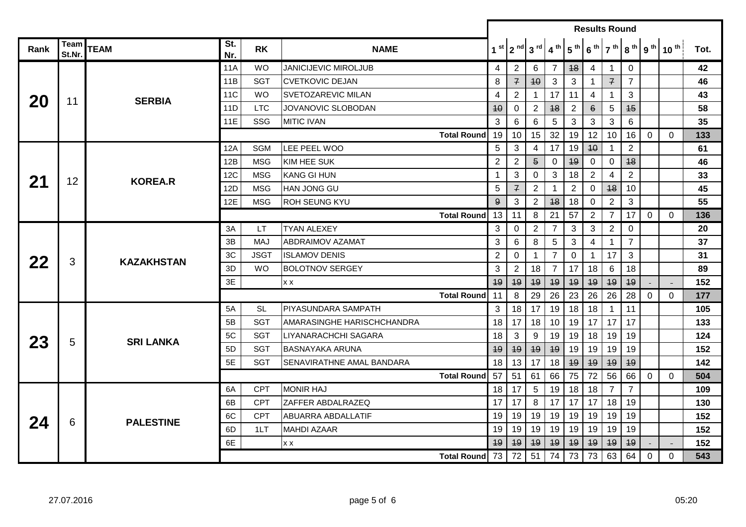| Rank | Team St.Nr. | TEAM | St. Nr. | RK | NAME | 1 st | 2 nd | 3 rd | 4 th | 5 th | 6 th | 7 th | 8 th | 9 th | 10 th | Tot. |
|---|---|---|---|---|---|---|---|---|---|---|---|---|---|---|---|---|
| | | | | | | Results Round | | | | | | | | | | |
| 20 | 11 | SERBIA | 11A | WO | JANICIJEVIC MIROLJUB | 4 | 2 | 6 | 7 | ~~18~~ | 4 | 1 | 0 | | | 42 |
| | | | 11B | SGT | CVETKOVIC DEJAN | 8 | ~~7~~ | ~~10~~ | 3 | 3 | 1 | ~~7~~ | 7 | | | 46 |
| | | | 11C | WO | SVETOZAREVIC MILAN | 4 | 2 | 1 | 17 | 11 | 4 | 1 | 3 | | | 43 |
| | | | 11D | LTC | JOVANOVIC SLOBODAN | ~~10~~ | 0 | 2 | ~~18~~ | 2 | ~~6~~ | 5 | ~~15~~ | | | 58 |
| | | | 11E | SSG | MITIC IVAN | 3 | 6 | 6 | 5 | 3 | 3 | 3 | 6 | | | 35 |
| | | | | | **Total Round** | 19 | 10 | 15 | 32 | 19 | 12 | 10 | 16 | 0 | 0 | **133** |
| 21 | 12 | KOREA.R | 12A | SGM | LEE PEEL WOO | 5 | 3 | 4 | 17 | 19 | ~~10~~ | 1 | 2 | | | 61 |
| | | | 12B | MSG | KIM HEE SUK | 2 | 2 | ~~5~~ | 0 | ~~19~~ | 0 | 0 | ~~18~~ | | | 46 |
| | | | 12C | MSG | KANG GI HUN | 1 | 3 | 0 | 3 | 18 | 2 | 4 | 2 | | | 33 |
| | | | 12D | MSG | HAN JONG GU | 5 | ~~7~~ | 2 | 1 | 2 | 0 | ~~18~~ | 10 | | | 45 |
| | | | 12E | MSG | ROH SEUNG KYU | ~~9~~ | 3 | 2 | ~~18~~ | 18 | 0 | 2 | 3 | | | 55 |
| | | | | | **Total Round** | 13 | 11 | 8 | 21 | 57 | 2 | 7 | 17 | 0 | 0 | **136** |
| 22 | 3 | KAZAKHSTAN | 3A | LT | TYAN ALEXEY | 3 | 0 | 2 | 7 | 3 | 3 | 2 | 0 | | | 20 |
| | | | 3B | MAJ | ABDRAIMOV AZAMAT | 3 | 6 | 8 | 5 | 3 | 4 | 1 | 7 | | | 37 |
| | | | 3C | JSGT | ISLAMOV DENIS | 2 | 0 | 1 | 7 | 0 | 1 | 17 | 3 | | | 31 |
| | | | 3D | WO | BOLOTNOV SERGEY | 3 | 2 | 18 | 7 | 17 | 18 | 6 | 18 | | | 89 |
| | | | 3E | | x x | ~~19~~ | ~~19~~ | ~~19~~ | ~~19~~ | ~~19~~ | ~~19~~ | ~~19~~ | ~~19~~ | - | - | 152 |
| | | | | | **Total Round** | 11 | 8 | 29 | 26 | 23 | 26 | 26 | 28 | 0 | 0 | **177** |
| 23 | 5 | SRI LANKA | 5A | SL | PIYASUNDARA SAMPATH | 3 | 18 | 17 | 19 | 18 | 18 | 1 | 11 | | | 105 |
| | | | 5B | SGT | AMARASINGHE HARISCHCHANDRA | 18 | 17 | 18 | 10 | 19 | 17 | 17 | 17 | | | 133 |
| | | | 5C | SGT | LIYANARACHCHI SAGARA | 18 | 3 | 9 | 19 | 19 | 18 | 19 | 19 | | | 124 |
| | | | 5D | SGT | BASNAYAKA ARUNA | ~~19~~ | ~~19~~ | ~~19~~ | ~~19~~ | 19 | 19 | 19 | 19 | | | 152 |
| | | | 5E | SGT | SENAVIRATHNE AMAL BANDARA | 18 | 13 | 17 | 18 | ~~19~~ | ~~19~~ | ~~19~~ | ~~19~~ | | | 142 |
| | | | | | **Total Round** | 57 | 51 | 61 | 66 | 75 | 72 | 56 | 66 | 0 | 0 | **504** |
| 24 | 6 | PALESTINE | 6A | CPT | MONIR HAJ | 18 | 17 | 5 | 19 | 18 | 18 | 7 | 7 | | | 109 |
| | | | 6B | CPT | ZAFFER ABDALRAZEQ | 17 | 17 | 8 | 17 | 17 | 17 | 18 | 19 | | | 130 |
| | | | 6C | CPT | ABUARRA ABDALLATIF | 19 | 19 | 19 | 19 | 19 | 19 | 19 | 19 | | | 152 |
| | | | 6D | 1LT | MAHDI AZAAR | 19 | 19 | 19 | 19 | 19 | 19 | 19 | 19 | | | 152 |
| | | | 6E | | x x | ~~19~~ | ~~19~~ | ~~19~~ | ~~19~~ | ~~19~~ | ~~19~~ | ~~19~~ | ~~19~~ | - | - | 152 |
| | | | | | **Total Round** | 73 | 72 | 51 | 74 | 73 | 73 | 63 | 64 | 0 | 0 | **543** |

27.07.2016 05:20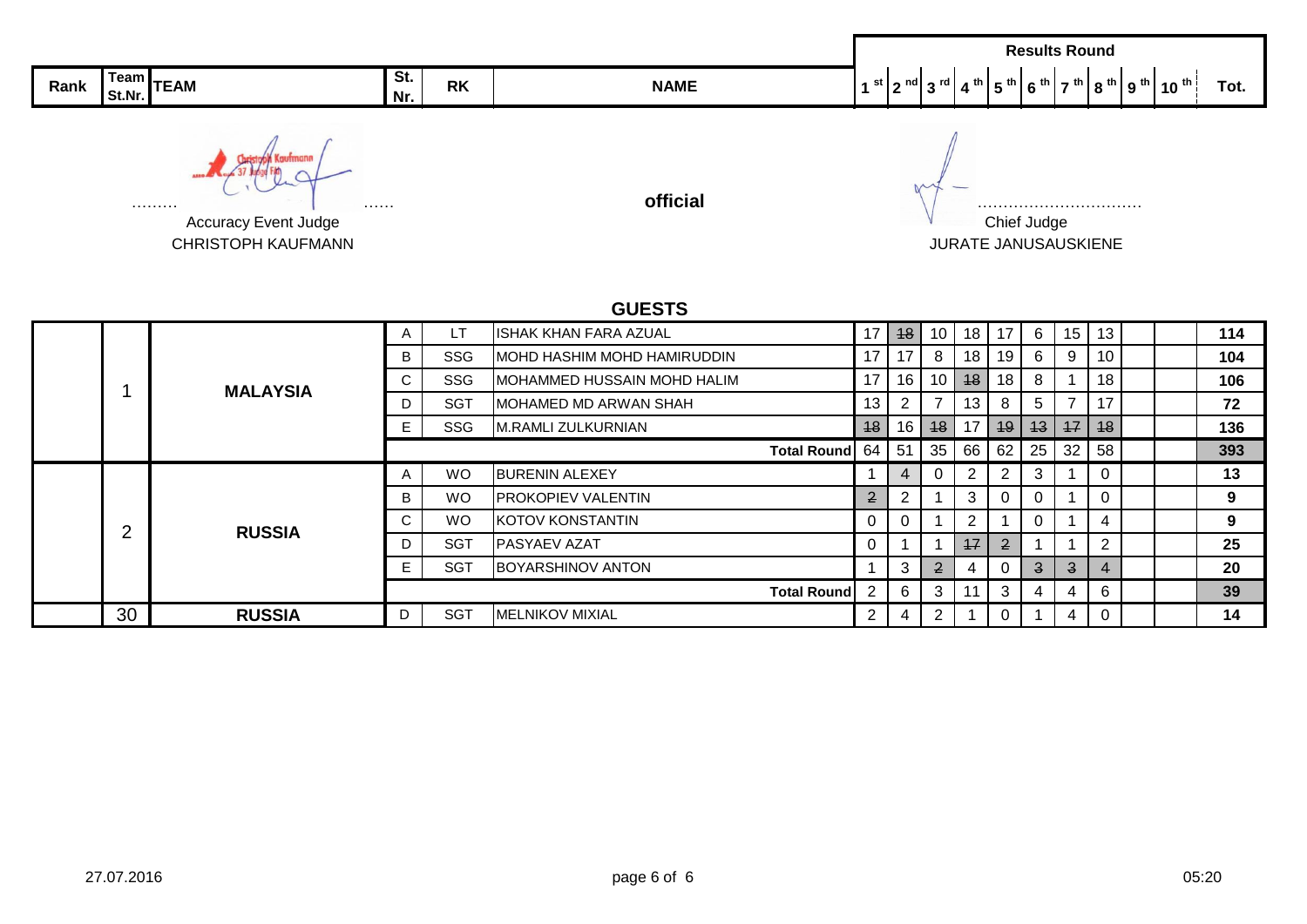| Rank | Team St.Nr. | TEAM | St. Nr. | RK | NAME | Results Round 1st | 2nd | 3rd | 4th | 5th | 6th | 7th | 8th | 9th | 10th | Tot. |
|---|---|---|---|---|---|---|---|---|---|---|---|---|---|---|---|---|

……… Accuracy Event Judge …… **official** …………………………… Chief Judge

CHRISTOPH KAUFMANN JURATE JANUSAUSKIENE

## GUESTS

| Rank | Team St.Nr. | TEAM | St. Nr. | RK | NAME | 1st | 2nd | 3rd | 4th | 5th | 6th | 7th | 8th | 9th | 10th | Tot. |
|---|---|---|---|---|---|---|---|---|---|---|---|---|---|---|---|---|
| | 1 | **MALAYSIA** | A | LT | ISHAK KHAN FARA AZUAL | 17 | ~~18~~ | 10 | 18 | 17 | 6 | 15 | 13 | | | **114** |
| | | | B | SSG | MOHD HASHIM MOHD HAMIRUDDIN | 17 | 17 | 8 | 18 | 19 | 6 | 9 | 10 | | | **104** |
| | | | C | SSG | MOHAMMED HUSSAIN MOHD HALIM | 17 | 16 | 10 | ~~18~~ | 18 | 8 | 1 | 18 | | | **106** |
| | | | D | SGT | MOHAMED MD ARWAN SHAH | 13 | 2 | 7 | 13 | 8 | 5 | 7 | 17 | | | **72** |
| | | | E | SSG | M.RAMLI ZULKURNIAN | ~~18~~ | 16 | ~~18~~ | 17 | ~~19~~ | ~~13~~ | ~~17~~ | ~~18~~ | | | **136** |
| | | | | | **Total Round** | 64 | 51 | 35 | 66 | 62 | 25 | 32 | 58 | | | **393** |
| | 2 | **RUSSIA** | A | WO | BURENIN ALEXEY | 1 | 4 | 0 | 2 | 2 | 3 | 1 | 0 | | | **13** |
| | | | B | WO | PROKOPIEV VALENTIN | ~~2~~ | 2 | 1 | 3 | 0 | 0 | 1 | 0 | | | **9** |
| | | | C | WO | KOTOV KONSTANTIN | 0 | 0 | 1 | 2 | 1 | 0 | 1 | 4 | | | **9** |
| | | | D | SGT | PASYAEV AZAT | 0 | 1 | 1 | ~~17~~ | ~~2~~ | 1 | 1 | 2 | | | **25** |
| | | | E | SGT | BOYARSHINOV ANTON | 1 | 3 | ~~2~~ | 4 | 0 | ~~3~~ | ~~3~~ | 4 | | | **20** |
| | | | | | **Total Round** | 2 | 6 | 3 | 11 | 3 | 4 | 4 | 6 | | | **39** |
| | 30 | **RUSSIA** | D | SGT | MELNIKOV MIXIAL | 2 | 4 | 2 | 1 | 0 | 1 | 4 | 0 | | | **14** |

27.07.2016 05:20